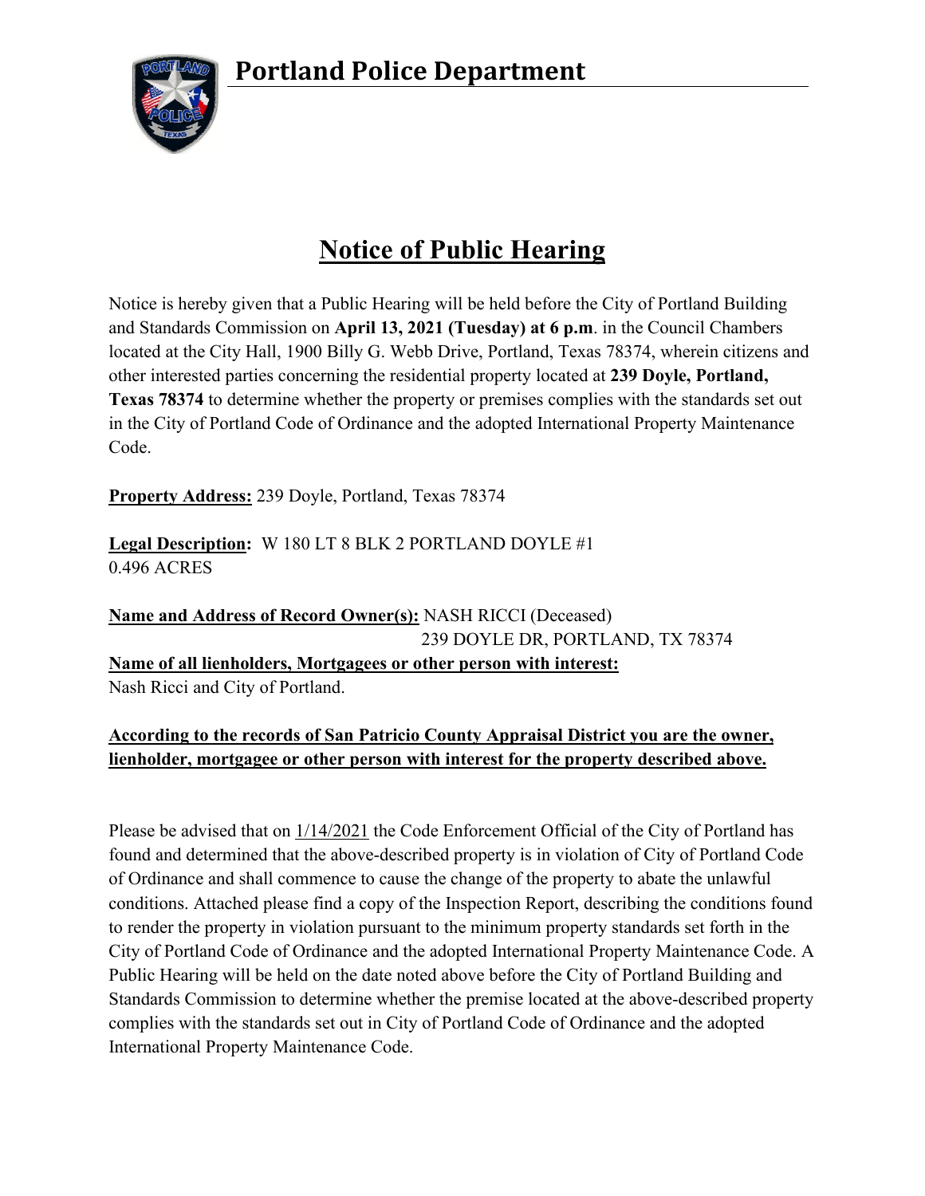# Portland Police Department

## Notice of Public Hearing

Notice is hereby given that a Public Hearing will be held before the City of Portland Building and Standards Commission on **April 13, 2021 (Tuesday) at 6 p.m**. in the Council Chambers located at the City Hall, 1900 Billy G. Webb Drive, Portland, Texas 78374, wherein citizens and other interested parties concerning the residential property located at **239 Doyle, Portland, Texas 78374** to determine whether the property or premises complies with the standards set out in the City of Portland Code of Ordinance and the adopted International Property Maintenance Code.

**Property Address:** 239 Doyle, Portland, Texas 78374

**Legal Description:** W 180 LT 8 BLK 2 PORTLAND DOYLE #1
0.496 ACRES

**Name and Address of Record Owner(s):** NASH RICCI (Deceased)
239 DOYLE DR, PORTLAND, TX 78374

**Name of all lienholders, Mortgagees or other person with interest:**
Nash Ricci and City of Portland.

**According to the records of San Patricio County Appraisal District you are the owner, lienholder, mortgagee or other person with interest for the property described above.**

Please be advised that on 1/14/2021 the Code Enforcement Official of the City of Portland has found and determined that the above-described property is in violation of City of Portland Code of Ordinance and shall commence to cause the change of the property to abate the unlawful conditions. Attached please find a copy of the Inspection Report, describing the conditions found to render the property in violation pursuant to the minimum property standards set forth in the City of Portland Code of Ordinance and the adopted International Property Maintenance Code. A Public Hearing will be held on the date noted above before the City of Portland Building and Standards Commission to determine whether the premise located at the above-described property complies with the standards set out in City of Portland Code of Ordinance and the adopted International Property Maintenance Code.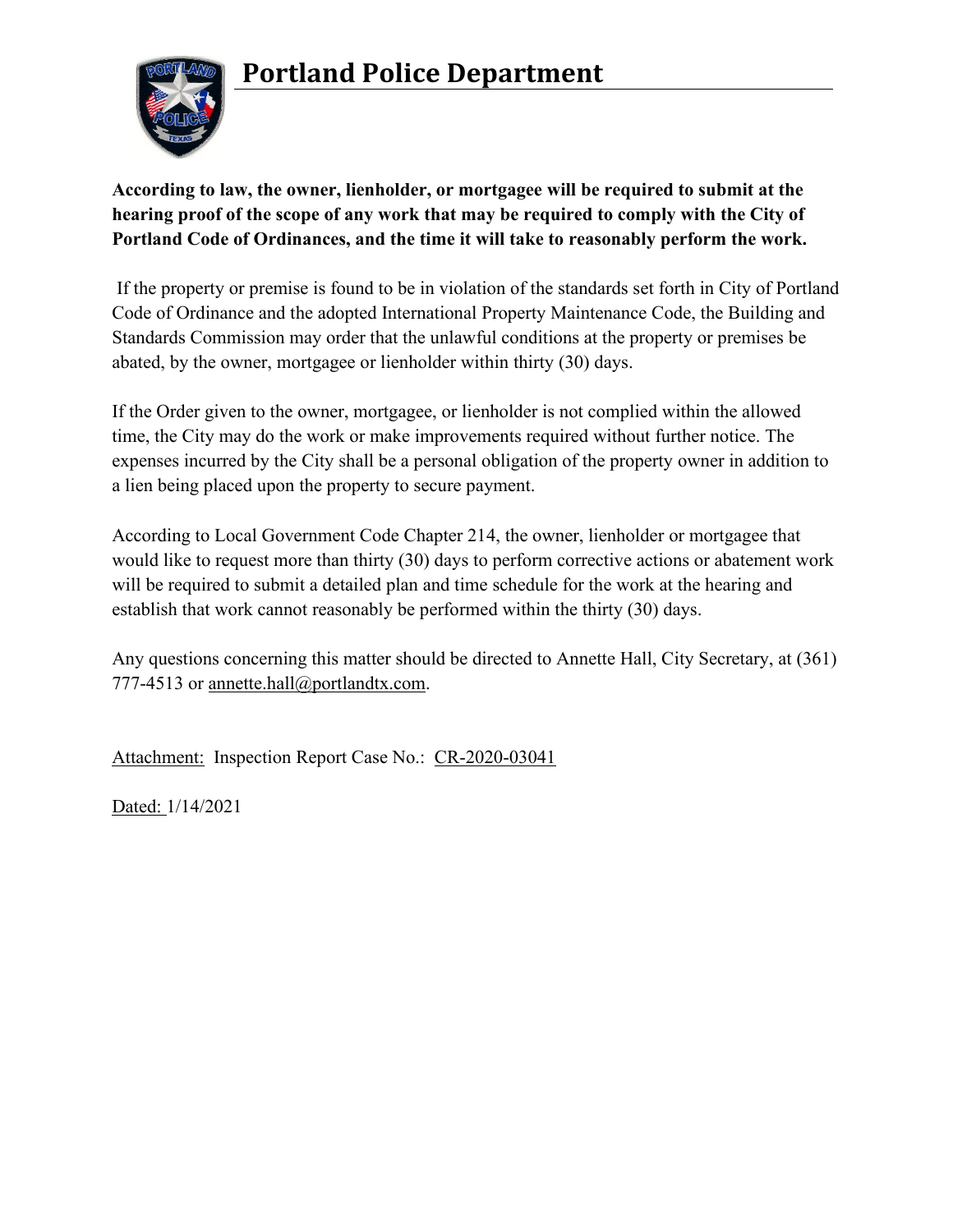# Portland Police Department

**According to law, the owner, lienholder, or mortgagee will be required to submit at the hearing proof of the scope of any work that may be required to comply with the City of Portland Code of Ordinances, and the time it will take to reasonably perform the work.**

If the property or premise is found to be in violation of the standards set forth in City of Portland Code of Ordinance and the adopted International Property Maintenance Code, the Building and Standards Commission may order that the unlawful conditions at the property or premises be abated, by the owner, mortgagee or lienholder within thirty (30) days.

If the Order given to the owner, mortgagee, or lienholder is not complied within the allowed time, the City may do the work or make improvements required without further notice. The expenses incurred by the City shall be a personal obligation of the property owner in addition to a lien being placed upon the property to secure payment.

According to Local Government Code Chapter 214, the owner, lienholder or mortgagee that would like to request more than thirty (30) days to perform corrective actions or abatement work will be required to submit a detailed plan and time schedule for the work at the hearing and establish that work cannot reasonably be performed within the thirty (30) days.

Any questions concerning this matter should be directed to Annette Hall, City Secretary, at (361) 777-4513 or annette.hall@portlandtx.com.

Attachment: Inspection Report Case No.: CR-2020-03041

Dated: 1/14/2021